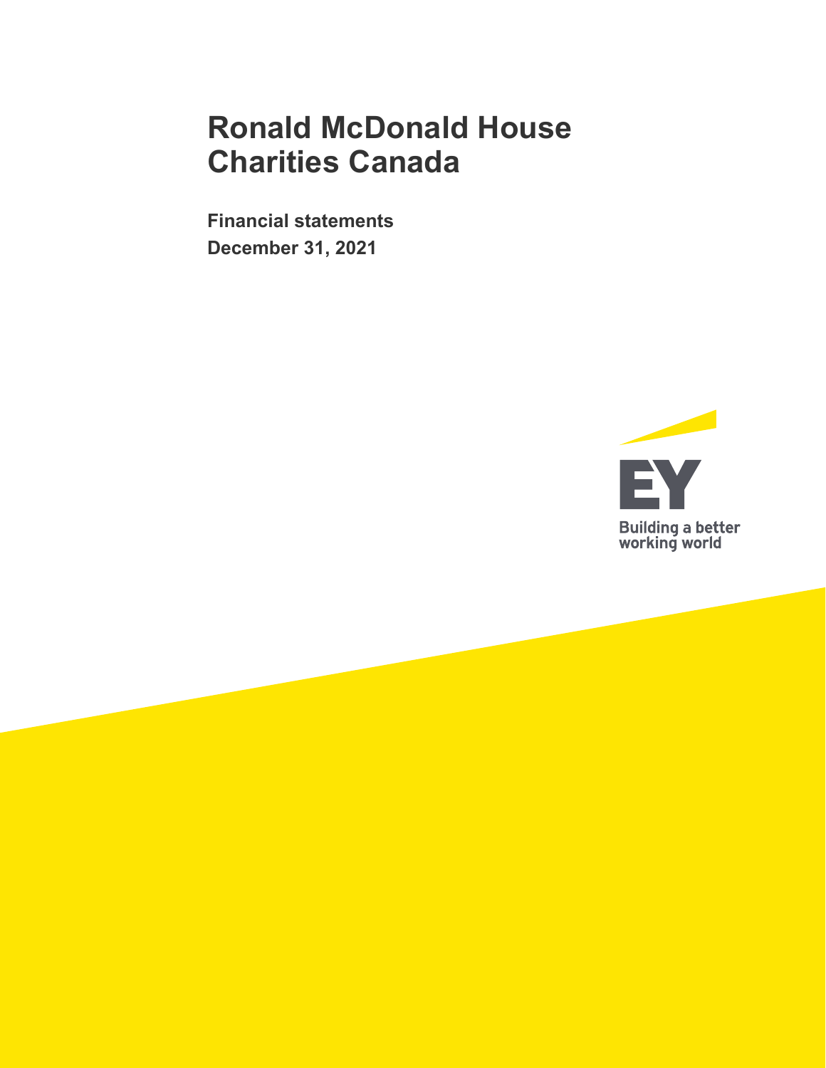# Ronald McDonald House Charities Canada

**Financial statements**

**December 31, 2021**

EY

Building a better working world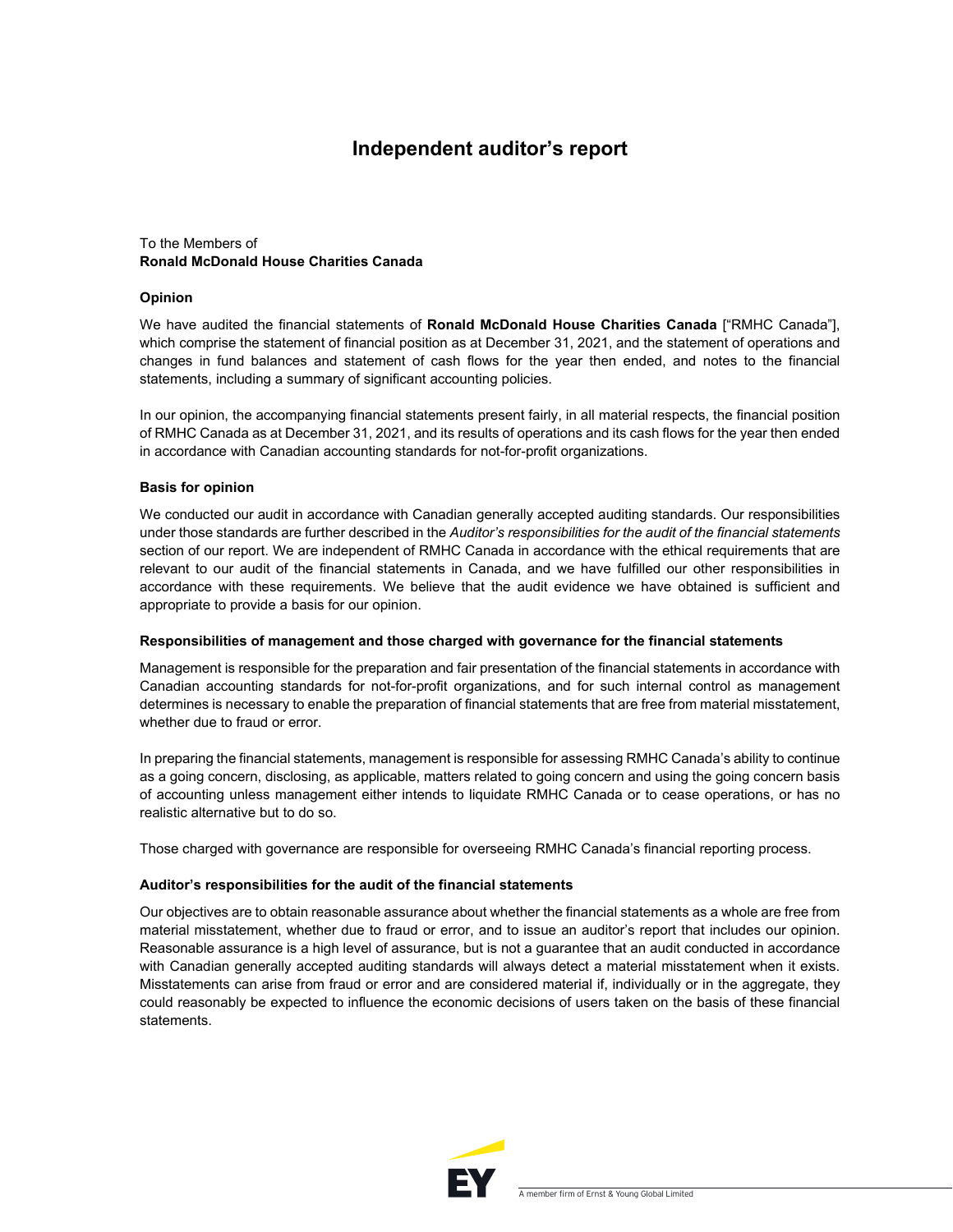# Independent auditor's report

To the Members of
**Ronald McDonald House Charities Canada**

### Opinion

We have audited the financial statements of **Ronald McDonald House Charities Canada** ["RMHC Canada"], which comprise the statement of financial position as at December 31, 2021, and the statement of operations and changes in fund balances and statement of cash flows for the year then ended, and notes to the financial statements, including a summary of significant accounting policies.

In our opinion, the accompanying financial statements present fairly, in all material respects, the financial position of RMHC Canada as at December 31, 2021, and its results of operations and its cash flows for the year then ended in accordance with Canadian accounting standards for not-for-profit organizations.

### Basis for opinion

We conducted our audit in accordance with Canadian generally accepted auditing standards. Our responsibilities under those standards are further described in the *Auditor's responsibilities for the audit of the financial statements* section of our report. We are independent of RMHC Canada in accordance with the ethical requirements that are relevant to our audit of the financial statements in Canada, and we have fulfilled our other responsibilities in accordance with these requirements. We believe that the audit evidence we have obtained is sufficient and appropriate to provide a basis for our opinion.

### Responsibilities of management and those charged with governance for the financial statements

Management is responsible for the preparation and fair presentation of the financial statements in accordance with Canadian accounting standards for not-for-profit organizations, and for such internal control as management determines is necessary to enable the preparation of financial statements that are free from material misstatement, whether due to fraud or error.

In preparing the financial statements, management is responsible for assessing RMHC Canada's ability to continue as a going concern, disclosing, as applicable, matters related to going concern and using the going concern basis of accounting unless management either intends to liquidate RMHC Canada or to cease operations, or has no realistic alternative but to do so.

Those charged with governance are responsible for overseeing RMHC Canada's financial reporting process.

### Auditor's responsibilities for the audit of the financial statements

Our objectives are to obtain reasonable assurance about whether the financial statements as a whole are free from material misstatement, whether due to fraud or error, and to issue an auditor's report that includes our opinion. Reasonable assurance is a high level of assurance, but is not a guarantee that an audit conducted in accordance with Canadian generally accepted auditing standards will always detect a material misstatement when it exists. Misstatements can arise from fraud or error and are considered material if, individually or in the aggregate, they could reasonably be expected to influence the economic decisions of users taken on the basis of these financial statements.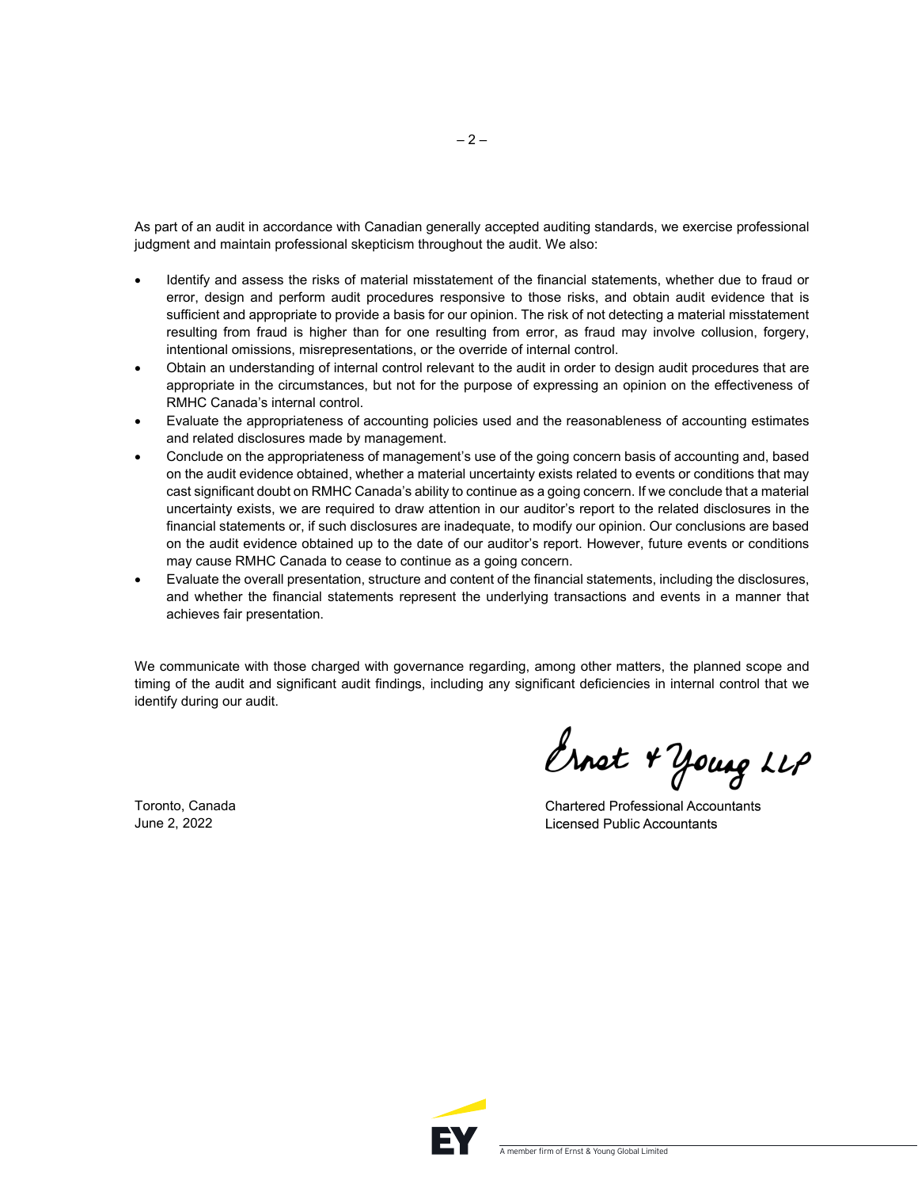As part of an audit in accordance with Canadian generally accepted auditing standards, we exercise professional judgment and maintain professional skepticism throughout the audit. We also:

- Identify and assess the risks of material misstatement of the financial statements, whether due to fraud or error, design and perform audit procedures responsive to those risks, and obtain audit evidence that is sufficient and appropriate to provide a basis for our opinion. The risk of not detecting a material misstatement resulting from fraud is higher than for one resulting from error, as fraud may involve collusion, forgery, intentional omissions, misrepresentations, or the override of internal control.
- Obtain an understanding of internal control relevant to the audit in order to design audit procedures that are appropriate in the circumstances, but not for the purpose of expressing an opinion on the effectiveness of RMHC Canada's internal control.
- Evaluate the appropriateness of accounting policies used and the reasonableness of accounting estimates and related disclosures made by management.
- Conclude on the appropriateness of management's use of the going concern basis of accounting and, based on the audit evidence obtained, whether a material uncertainty exists related to events or conditions that may cast significant doubt on RMHC Canada's ability to continue as a going concern. If we conclude that a material uncertainty exists, we are required to draw attention in our auditor's report to the related disclosures in the financial statements or, if such disclosures are inadequate, to modify our opinion. Our conclusions are based on the audit evidence obtained up to the date of our auditor's report. However, future events or conditions may cause RMHC Canada to cease to continue as a going concern.
- Evaluate the overall presentation, structure and content of the financial statements, including the disclosures, and whether the financial statements represent the underlying transactions and events in a manner that achieves fair presentation.

We communicate with those charged with governance regarding, among other matters, the planned scope and timing of the audit and significant audit findings, including any significant deficiencies in internal control that we identify during our audit.

Ernst & Young LLP

Chartered Professional Accountants
Licensed Public Accountants

Toronto, Canada
June 2, 2022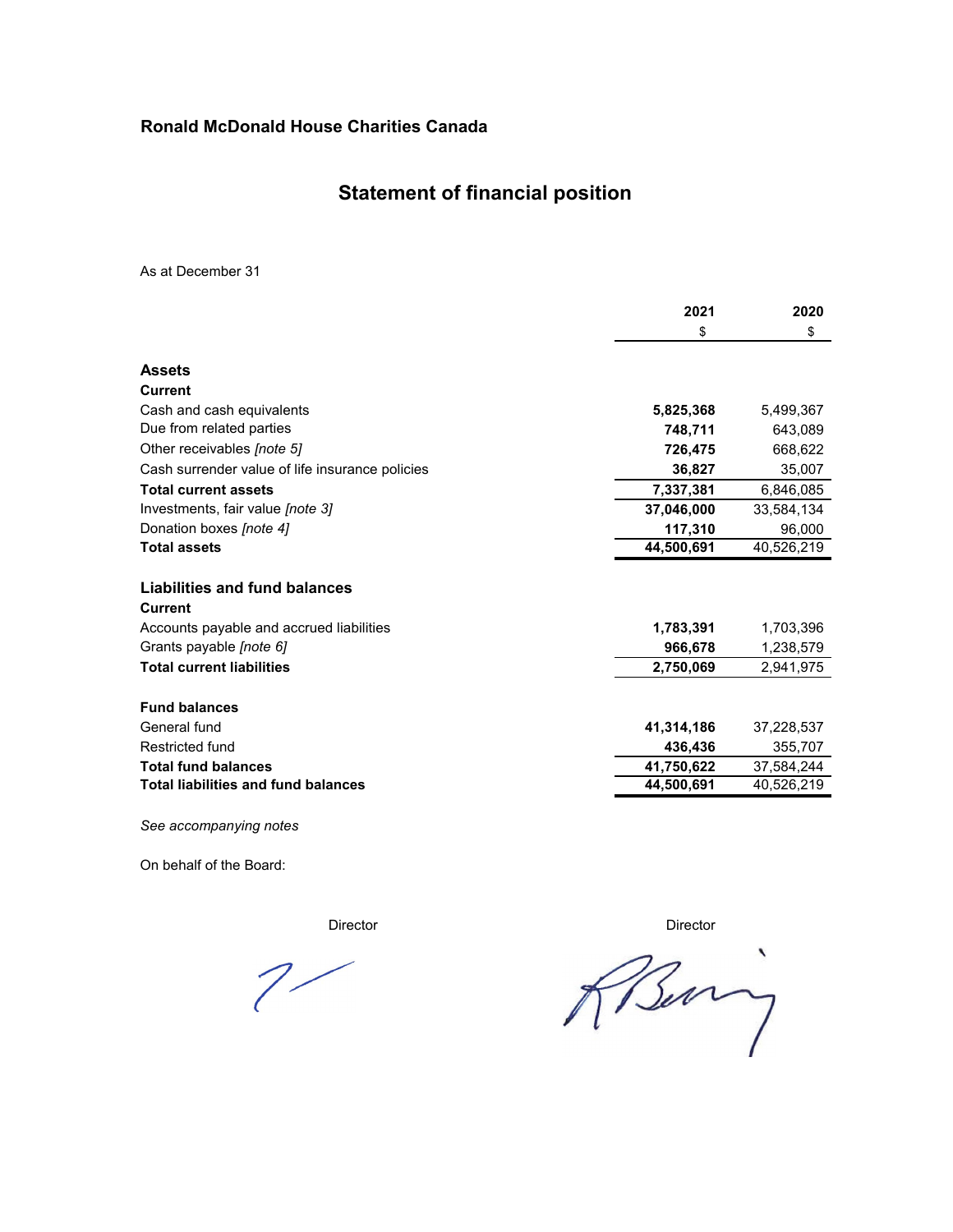**Ronald McDonald House Charities Canada**

# Statement of financial position

As at December 31

| | 2021 | 2020 |
|---|---|---|
| | $ | $ |
| **Assets** | | |
| **Current** | | |
| Cash and cash equivalents | **5,825,368** | 5,499,367 |
| Due from related parties | **748,711** | 643,089 |
| Other receivables *[note 5]* | **726,475** | 668,622 |
| Cash surrender value of life insurance policies | **36,827** | 35,007 |
| **Total current assets** | **7,337,381** | 6,846,085 |
| Investments, fair value *[note 3]* | **37,046,000** | 33,584,134 |
| Donation boxes *[note 4]* | **117,310** | 96,000 |
| **Total assets** | **44,500,691** | 40,526,219 |
| | | |
| **Liabilities and fund balances** | | |
| **Current** | | |
| Accounts payable and accrued liabilities | **1,783,391** | 1,703,396 |
| Grants payable *[note 6]* | **966,678** | 1,238,579 |
| **Total current liabilities** | **2,750,069** | 2,941,975 |
| | | |
| **Fund balances** | | |
| General fund | **41,314,186** | 37,228,537 |
| Restricted fund | **436,436** | 355,707 |
| **Total fund balances** | **41,750,622** | 37,584,244 |
| **Total liabilities and fund balances** | **44,500,691** | 40,526,219 |

*See accompanying notes*

On behalf of the Board:

Director

Director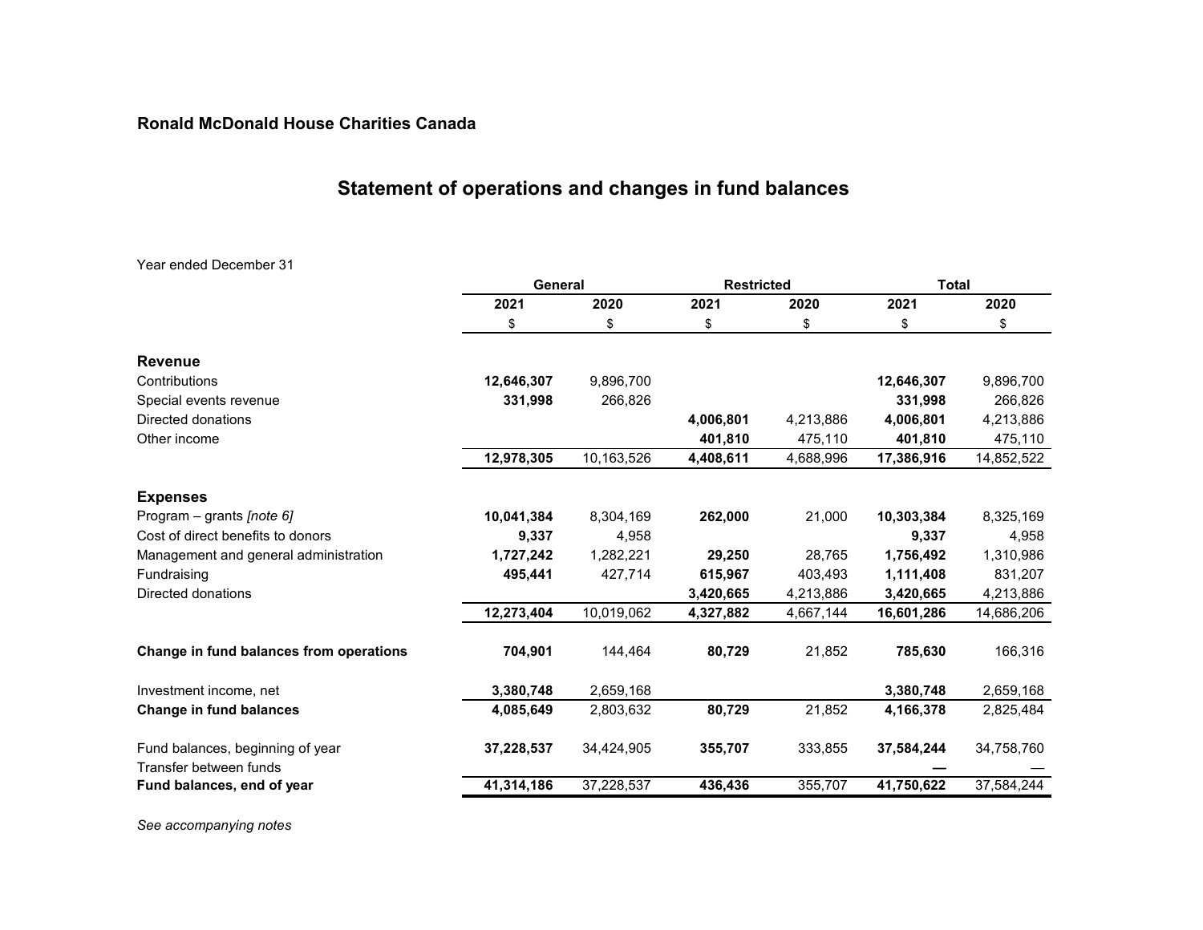**Ronald McDonald House Charities Canada**

## Statement of operations and changes in fund balances

Year ended December 31

| | General | | Restricted | | Total | |
|---|---|---|---|---|---|---|
| | **2021** | **2020** | **2021** | **2020** | **2021** | **2020** |
| | $ | $ | $ | $ | $ | $ |
| **Revenue** | | | | | | |
| Contributions | **12,646,307** | 9,896,700 | | | **12,646,307** | 9,896,700 |
| Special events revenue | **331,998** | 266,826 | | | **331,998** | 266,826 |
| Directed donations | | | **4,006,801** | 4,213,886 | **4,006,801** | 4,213,886 |
| Other income | | | **401,810** | 475,110 | **401,810** | 475,110 |
| | **12,978,305** | 10,163,526 | **4,408,611** | 4,688,996 | **17,386,916** | 14,852,522 |
| **Expenses** | | | | | | |
| Program – grants *[note 6]* | **10,041,384** | 8,304,169 | **262,000** | 21,000 | **10,303,384** | 8,325,169 |
| Cost of direct benefits to donors | **9,337** | 4,958 | | | **9,337** | 4,958 |
| Management and general administration | **1,727,242** | 1,282,221 | **29,250** | 28,765 | **1,756,492** | 1,310,986 |
| Fundraising | **495,441** | 427,714 | **615,967** | 403,493 | **1,111,408** | 831,207 |
| Directed donations | | | **3,420,665** | 4,213,886 | **3,420,665** | 4,213,886 |
| | **12,273,404** | 10,019,062 | **4,327,882** | 4,667,144 | **16,601,286** | 14,686,206 |
| **Change in fund balances from operations** | **704,901** | 144,464 | **80,729** | 21,852 | **785,630** | 166,316 |
| Investment income, net | **3,380,748** | 2,659,168 | | | **3,380,748** | 2,659,168 |
| **Change in fund balances** | **4,085,649** | 2,803,632 | **80,729** | 21,852 | **4,166,378** | 2,825,484 |
| Fund balances, beginning of year | **37,228,537** | 34,424,905 | **355,707** | 333,855 | **37,584,244** | 34,758,760 |
| Transfer between funds | | | | | **—** | — |
| **Fund balances, end of year** | **41,314,186** | 37,228,537 | **436,436** | 355,707 | **41,750,622** | 37,584,244 |

*See accompanying notes*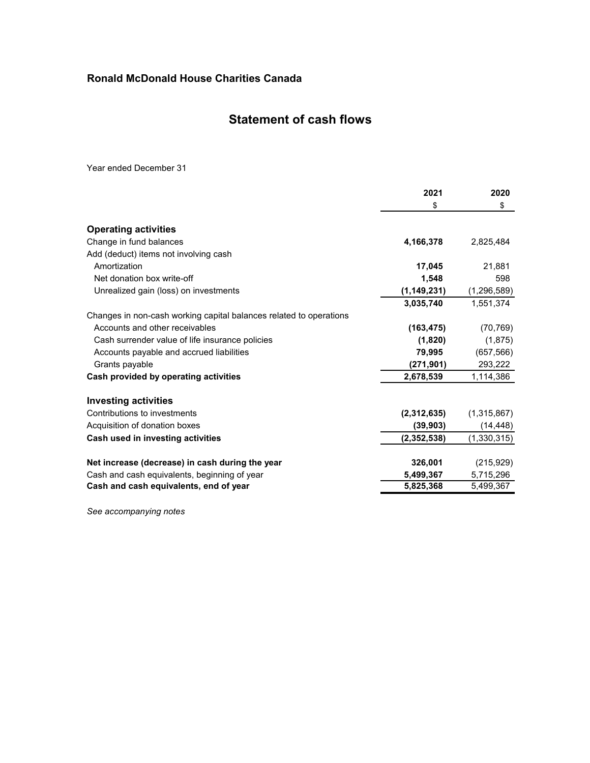**Ronald McDonald House Charities Canada**

# Statement of cash flows

Year ended December 31

| | 2021 | 2020 |
|---|---|---|
| | $ | $ |
| **Operating activities** | | |
| Change in fund balances | **4,166,378** | 2,825,484 |
| Add (deduct) items not involving cash | | |
| Amortization | **17,045** | 21,881 |
| Net donation box write-off | **1,548** | 598 |
| Unrealized gain (loss) on investments | **(1,149,231)** | (1,296,589) |
| | **3,035,740** | 1,551,374 |
| Changes in non-cash working capital balances related to operations | | |
| Accounts and other receivables | **(163,475)** | (70,769) |
| Cash surrender value of life insurance policies | **(1,820)** | (1,875) |
| Accounts payable and accrued liabilities | **79,995** | (657,566) |
| Grants payable | **(271,901)** | 293,222 |
| **Cash provided by operating activities** | **2,678,539** | 1,114,386 |
| **Investing activities** | | |
| Contributions to investments | **(2,312,635)** | (1,315,867) |
| Acquisition of donation boxes | **(39,903)** | (14,448) |
| **Cash used in investing activities** | **(2,352,538)** | (1,330,315) |
| **Net increase (decrease) in cash during the year** | **326,001** | (215,929) |
| Cash and cash equivalents, beginning of year | **5,499,367** | 5,715,296 |
| **Cash and cash equivalents, end of year** | **5,825,368** | 5,499,367 |

*See accompanying notes*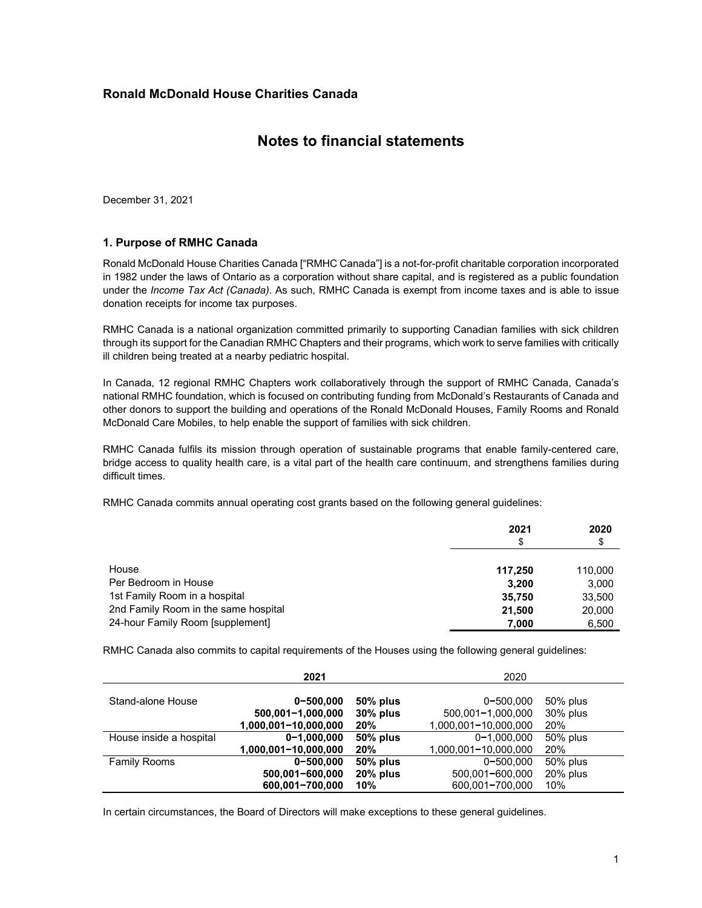## Ronald McDonald House Charities Canada

# Notes to financial statements

December 31, 2021

### 1. Purpose of RMHC Canada

Ronald McDonald House Charities Canada ["RMHC Canada"] is a not-for-profit charitable corporation incorporated in 1982 under the laws of Ontario as a corporation without share capital, and is registered as a public foundation under the *Income Tax Act (Canada)*. As such, RMHC Canada is exempt from income taxes and is able to issue donation receipts for income tax purposes.

RMHC Canada is a national organization committed primarily to supporting Canadian families with sick children through its support for the Canadian RMHC Chapters and their programs, which work to serve families with critically ill children being treated at a nearby pediatric hospital.

In Canada, 12 regional RMHC Chapters work collaboratively through the support of RMHC Canada, Canada's national RMHC foundation, which is focused on contributing funding from McDonald's Restaurants of Canada and other donors to support the building and operations of the Ronald McDonald Houses, Family Rooms and Ronald McDonald Care Mobiles, to help enable the support of families with sick children.

RMHC Canada fulfils its mission through operation of sustainable programs that enable family-centered care, bridge access to quality health care, is a vital part of the health care continuum, and strengthens families during difficult times.

RMHC Canada commits annual operating cost grants based on the following general guidelines:

| | **2021**<br>$ | **2020**<br>$ |
|---|---|---|
| House | **117,250** | 110,000 |
| Per Bedroom in House | **3,200** | 3,000 |
| 1st Family Room in a hospital | **35,750** | 33,500 |
| 2nd Family Room in the same hospital | **21,500** | 20,000 |
| 24-hour Family Room [supplement] | **7,000** | 6,500 |

RMHC Canada also commits to capital requirements of the Houses using the following general guidelines:

| | **2021** | | 2020 | |
|---|---|---|---|---|
| Stand-alone House | **0–500,000** | **50% plus** | 0–500,000 | 50% plus |
| | **500,001–1,000,000** | **30% plus** | 500,001–1,000,000 | 30% plus |
| | **1,000,001–10,000,000** | **20%** | 1,000,001–10,000,000 | 20% |
| House inside a hospital | **0–1,000,000** | **50% plus** | 0–1,000,000 | 50% plus |
| | **1,000,001–10,000,000** | **20%** | 1,000,001–10,000,000 | 20% |
| Family Rooms | **0–500,000** | **50% plus** | 0–500,000 | 50% plus |
| | **500,001–600,000** | **20% plus** | 500,001–600,000 | 20% plus |
| | **600,001–700,000** | **10%** | 600,001–700,000 | 10% |

In certain circumstances, the Board of Directors will make exceptions to these general guidelines.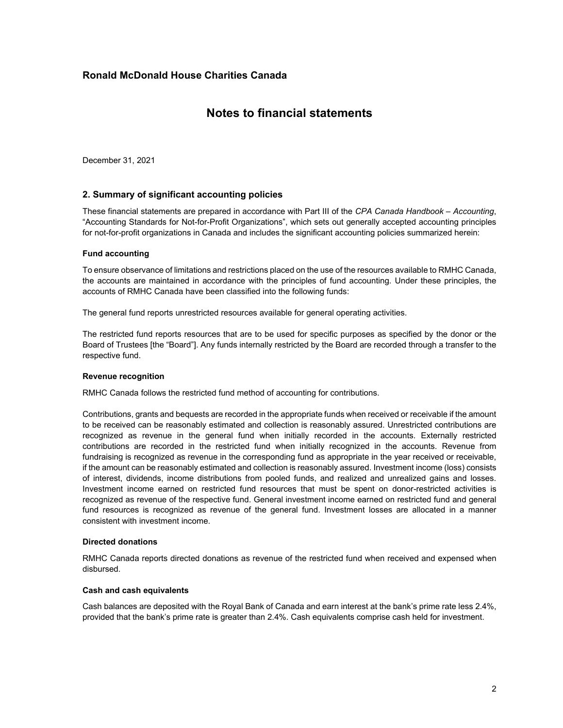# Ronald McDonald House Charities Canada

## Notes to financial statements

December 31, 2021

### 2. Summary of significant accounting policies

These financial statements are prepared in accordance with Part III of the *CPA Canada Handbook – Accounting*, "Accounting Standards for Not-for-Profit Organizations", which sets out generally accepted accounting principles for not-for-profit organizations in Canada and includes the significant accounting policies summarized herein:

**Fund accounting**

To ensure observance of limitations and restrictions placed on the use of the resources available to RMHC Canada, the accounts are maintained in accordance with the principles of fund accounting. Under these principles, the accounts of RMHC Canada have been classified into the following funds:

The general fund reports unrestricted resources available for general operating activities.

The restricted fund reports resources that are to be used for specific purposes as specified by the donor or the Board of Trustees [the "Board"]. Any funds internally restricted by the Board are recorded through a transfer to the respective fund.

**Revenue recognition**

RMHC Canada follows the restricted fund method of accounting for contributions.

Contributions, grants and bequests are recorded in the appropriate funds when received or receivable if the amount to be received can be reasonably estimated and collection is reasonably assured. Unrestricted contributions are recognized as revenue in the general fund when initially recorded in the accounts. Externally restricted contributions are recorded in the restricted fund when initially recognized in the accounts. Revenue from fundraising is recognized as revenue in the corresponding fund as appropriate in the year received or receivable, if the amount can be reasonably estimated and collection is reasonably assured. Investment income (loss) consists of interest, dividends, income distributions from pooled funds, and realized and unrealized gains and losses. Investment income earned on restricted fund resources that must be spent on donor-restricted activities is recognized as revenue of the respective fund. General investment income earned on restricted fund and general fund resources is recognized as revenue of the general fund. Investment losses are allocated in a manner consistent with investment income.

**Directed donations**

RMHC Canada reports directed donations as revenue of the restricted fund when received and expensed when disbursed.

**Cash and cash equivalents**

Cash balances are deposited with the Royal Bank of Canada and earn interest at the bank's prime rate less 2.4%, provided that the bank's prime rate is greater than 2.4%. Cash equivalents comprise cash held for investment.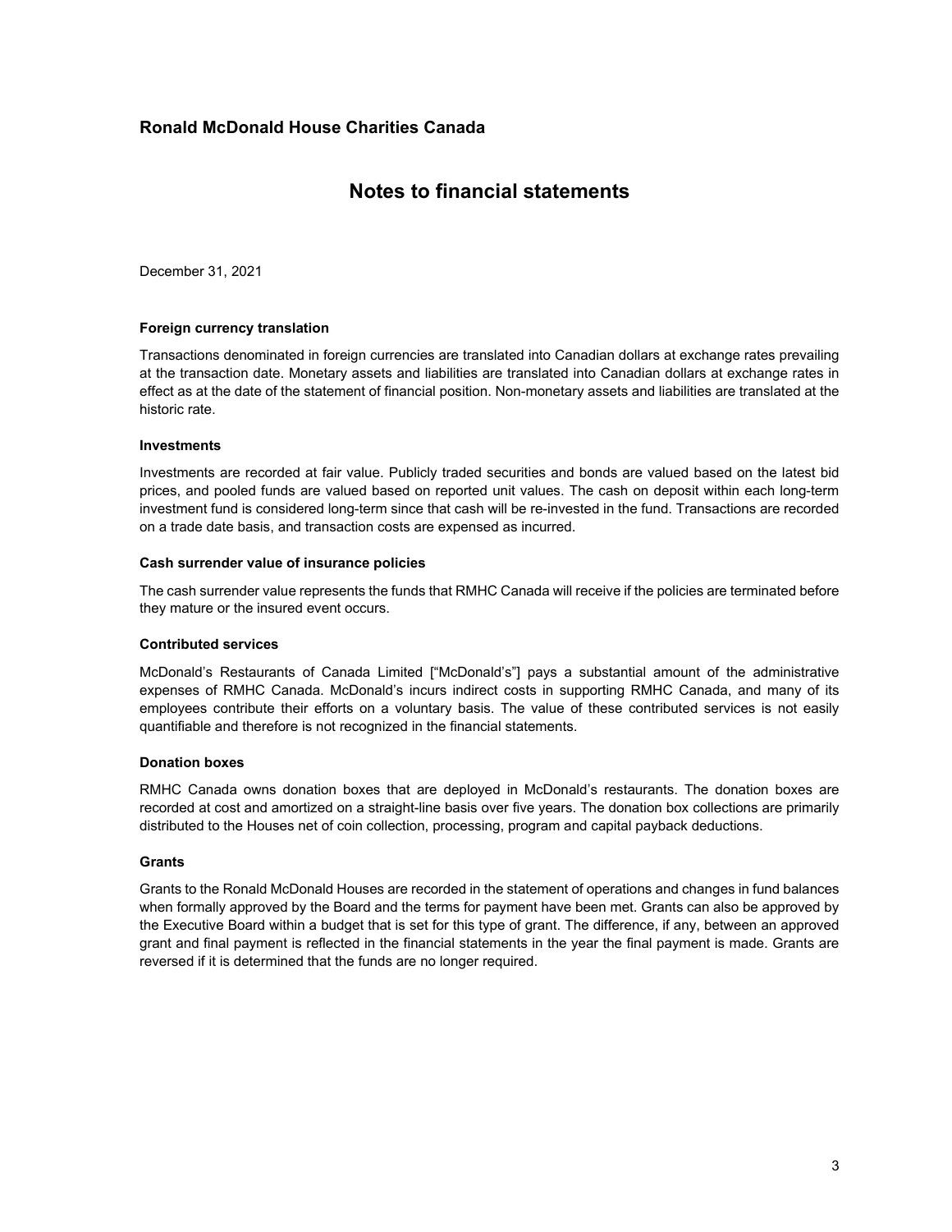# Ronald McDonald House Charities Canada

## Notes to financial statements

December 31, 2021

### Foreign currency translation

Transactions denominated in foreign currencies are translated into Canadian dollars at exchange rates prevailing at the transaction date. Monetary assets and liabilities are translated into Canadian dollars at exchange rates in effect as at the date of the statement of financial position. Non-monetary assets and liabilities are translated at the historic rate.

### Investments

Investments are recorded at fair value. Publicly traded securities and bonds are valued based on the latest bid prices, and pooled funds are valued based on reported unit values. The cash on deposit within each long-term investment fund is considered long-term since that cash will be re-invested in the fund. Transactions are recorded on a trade date basis, and transaction costs are expensed as incurred.

### Cash surrender value of insurance policies

The cash surrender value represents the funds that RMHC Canada will receive if the policies are terminated before they mature or the insured event occurs.

### Contributed services

McDonald's Restaurants of Canada Limited ["McDonald's"] pays a substantial amount of the administrative expenses of RMHC Canada. McDonald's incurs indirect costs in supporting RMHC Canada, and many of its employees contribute their efforts on a voluntary basis. The value of these contributed services is not easily quantifiable and therefore is not recognized in the financial statements.

### Donation boxes

RMHC Canada owns donation boxes that are deployed in McDonald's restaurants. The donation boxes are recorded at cost and amortized on a straight-line basis over five years. The donation box collections are primarily distributed to the Houses net of coin collection, processing, program and capital payback deductions.

### Grants

Grants to the Ronald McDonald Houses are recorded in the statement of operations and changes in fund balances when formally approved by the Board and the terms for payment have been met. Grants can also be approved by the Executive Board within a budget that is set for this type of grant. The difference, if any, between an approved grant and final payment is reflected in the financial statements in the year the final payment is made. Grants are reversed if it is determined that the funds are no longer required.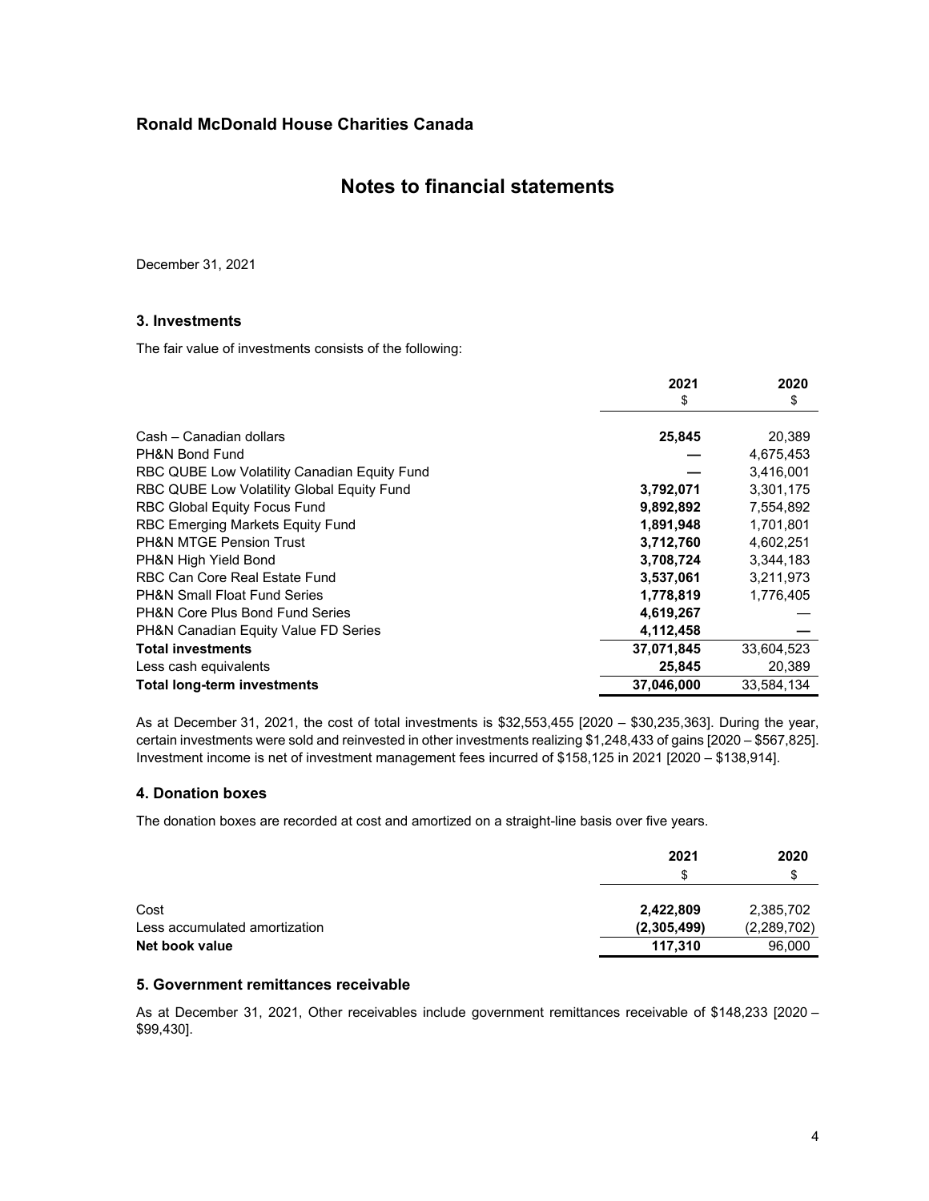## Ronald McDonald House Charities Canada

# Notes to financial statements

December 31, 2021

### 3. Investments

The fair value of investments consists of the following:

| | 2021<br>$ | 2020<br>$ |
|---|---|---|
| Cash – Canadian dollars | **25,845** | 20,389 |
| PH&N Bond Fund | **—** | 4,675,453 |
| RBC QUBE Low Volatility Canadian Equity Fund | **—** | 3,416,001 |
| RBC QUBE Low Volatility Global Equity Fund | **3,792,071** | 3,301,175 |
| RBC Global Equity Focus Fund | **9,892,892** | 7,554,892 |
| RBC Emerging Markets Equity Fund | **1,891,948** | 1,701,801 |
| PH&N MTGE Pension Trust | **3,712,760** | 4,602,251 |
| PH&N High Yield Bond | **3,708,724** | 3,344,183 |
| RBC Can Core Real Estate Fund | **3,537,061** | 3,211,973 |
| PH&N Small Float Fund Series | **1,778,819** | 1,776,405 |
| PH&N Core Plus Bond Fund Series | **4,619,267** | — |
| PH&N Canadian Equity Value FD Series | **4,112,458** | **—** |
| **Total investments** | **37,071,845** | 33,604,523 |
| Less cash equivalents | **25,845** | 20,389 |
| **Total long-term investments** | **37,046,000** | 33,584,134 |

As at December 31, 2021, the cost of total investments is $32,553,455 [2020 – $30,235,363]. During the year, certain investments were sold and reinvested in other investments realizing $1,248,433 of gains [2020 – $567,825]. Investment income is net of investment management fees incurred of $158,125 in 2021 [2020 – $138,914].

### 4. Donation boxes

The donation boxes are recorded at cost and amortized on a straight-line basis over five years.

| | 2021<br>$ | 2020<br>$ |
|---|---|---|
| Cost | **2,422,809** | 2,385,702 |
| Less accumulated amortization | **(2,305,499)** | (2,289,702) |
| **Net book value** | **117,310** | 96,000 |

### 5. Government remittances receivable

As at December 31, 2021, Other receivables include government remittances receivable of $148,233 [2020 – $99,430].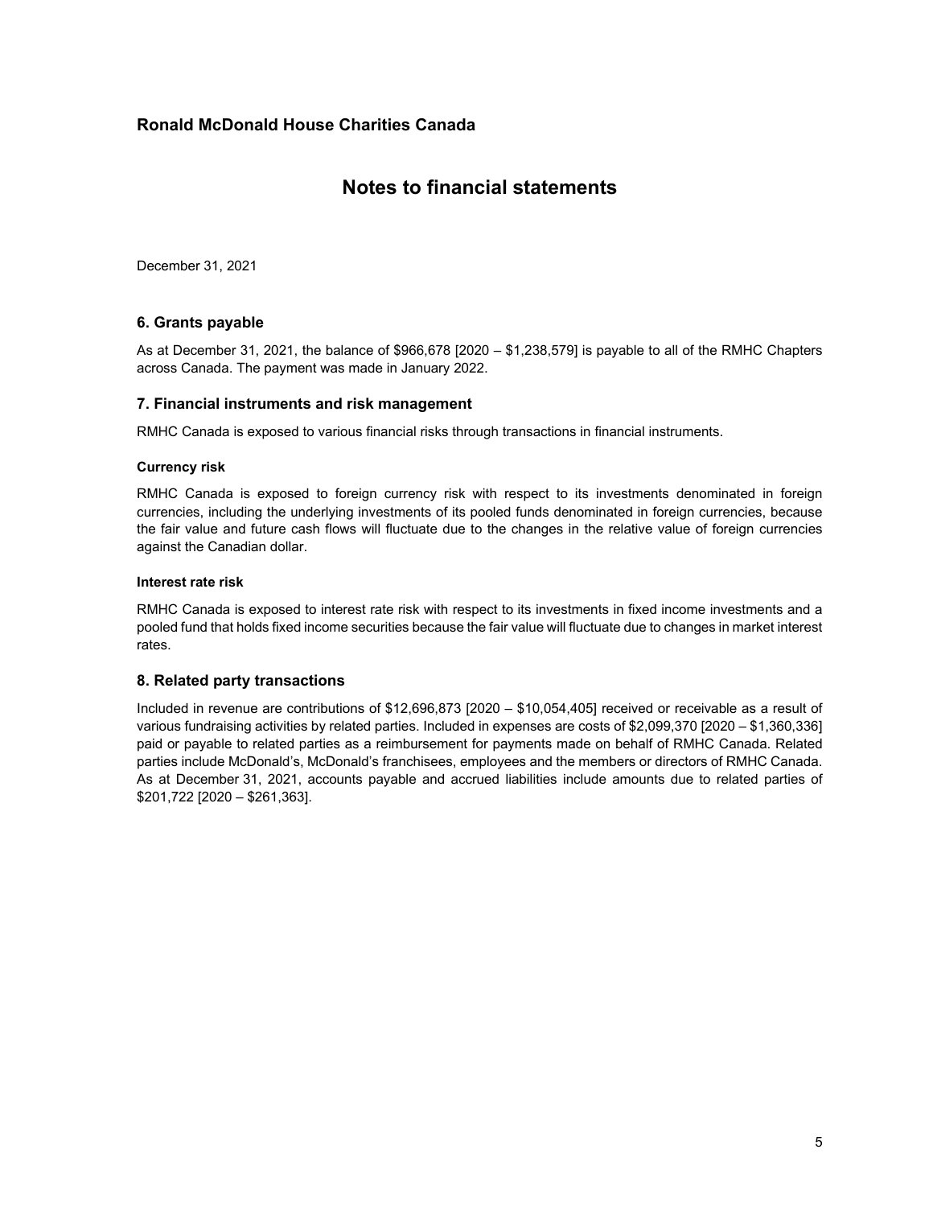# Ronald McDonald House Charities Canada

## Notes to financial statements

December 31, 2021

### 6. Grants payable

As at December 31, 2021, the balance of $966,678 [2020 – $1,238,579] is payable to all of the RMHC Chapters across Canada. The payment was made in January 2022.

### 7. Financial instruments and risk management

RMHC Canada is exposed to various financial risks through transactions in financial instruments.

#### Currency risk

RMHC Canada is exposed to foreign currency risk with respect to its investments denominated in foreign currencies, including the underlying investments of its pooled funds denominated in foreign currencies, because the fair value and future cash flows will fluctuate due to the changes in the relative value of foreign currencies against the Canadian dollar.

#### Interest rate risk

RMHC Canada is exposed to interest rate risk with respect to its investments in fixed income investments and a pooled fund that holds fixed income securities because the fair value will fluctuate due to changes in market interest rates.

### 8. Related party transactions

Included in revenue are contributions of $12,696,873 [2020 – $10,054,405] received or receivable as a result of various fundraising activities by related parties. Included in expenses are costs of $2,099,370 [2020 – $1,360,336] paid or payable to related parties as a reimbursement for payments made on behalf of RMHC Canada. Related parties include McDonald's, McDonald's franchisees, employees and the members or directors of RMHC Canada. As at December 31, 2021, accounts payable and accrued liabilities include amounts due to related parties of $201,722 [2020 – $261,363].